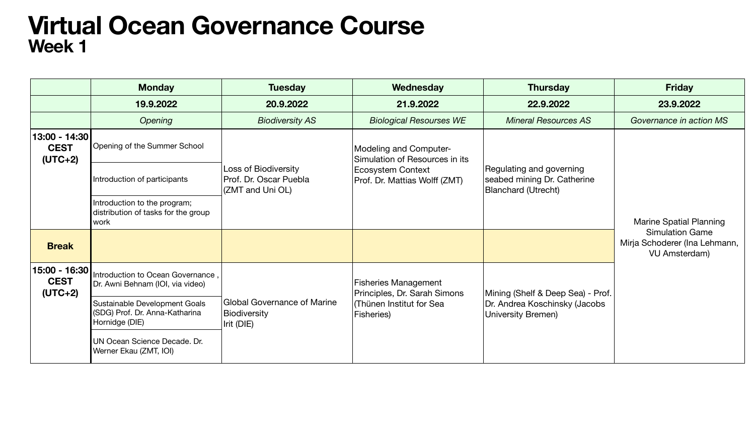# Virtual Ocean Governance Course
## Week 1

| | Monday | Tuesday | Wednesday | Thursday | Friday |
|---|---|---|---|---|---|
| | **19.9.2022** | **20.9.2022** | **21.9.2022** | **22.9.2022** | **23.9.2022** |
| | *Opening* | *Biodiversity AS* | *Biological Resourses WE* | *Mineral Resources AS* | *Governance in action MS* |
| **13:00 - 14:30 CEST (UTC+2)** | Opening of the Summer School<br>Introduction of participants<br>Introduction to the program; distribution of tasks for the group work | Loss of Biodiversity Prof. Dr. Oscar Puebla (ZMT and Uni OL) | Modeling and Computer-Simulation of Resources in its Ecosystem Context Prof. Dr. Mattias Wolff (ZMT) | Regulating and governing seabed mining Dr. Catherine Blanchard (Utrecht) | Marine Spatial Planning Simulation Game Mirja Schoderer (Ina Lehmann, VU Amsterdam) |
| **Break** | | | | | |
| **15:00 - 16:30 CEST (UTC+2)** | Introduction to Ocean Governance , Dr. Awni Behnam (IOI, via video)<br>Sustainable Development Goals (SDG) Prof. Dr. Anna-Katharina Hornidge (DIE)<br>UN Ocean Science Decade. Dr. Werner Ekau (ZMT, IOI) | Global Governance of Marine Biodiversity Irit (DIE) | Fisheries Management Principles, Dr. Sarah Simons (Thünen Institut for Sea Fisheries) | Mining (Shelf & Deep Sea) - Prof. Dr. Andrea Koschinsky (Jacobs University Bremen) | |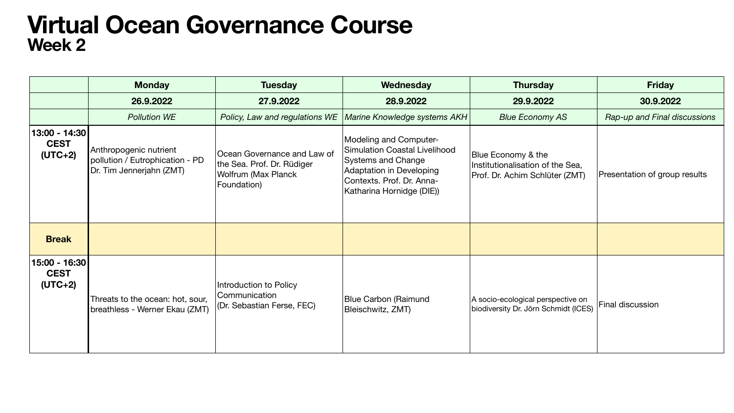# Virtual Ocean Governance Course
## Week 2

| | Monday | Tuesday | Wednesday | Thursday | Friday |
|---|---|---|---|---|---|
| | 26.9.2022 | 27.9.2022 | 28.9.2022 | 29.9.2022 | 30.9.2022 |
| | *Pollution WE* | *Policy, Law and regulations WE* | *Marine Knowledge systems AKH* | *Blue Economy AS* | *Rap-up and Final discussions* |
| **13:00 - 14:30 CEST (UTC+2)** | Anthropogenic nutrient pollution / Eutrophication - PD Dr. Tim Jennerjahn (ZMT) | Ocean Governance and Law of the Sea. Prof. Dr. Rüdiger Wolfrum (Max Planck Foundation) | Modeling and Computer-Simulation Coastal Livelihood Systems and Change Adaptation in Developing Contexts. Prof. Dr. Anna-Katharina Hornidge (DIE)) | Blue Economy & the Institutionalisation of the Sea, Prof. Dr. Achim Schlüter (ZMT) | Presentation of group results |
| **Break** | | | | | |
| **15:00 - 16:30 CEST (UTC+2)** | Threats to the ocean: hot, sour, breathless - Werner Ekau (ZMT) | Introduction to Policy Communication (Dr. Sebastian Ferse, FEC) | Blue Carbon (Raimund Bleischwitz, ZMT) | A socio-ecological perspective on biodiversity Dr. Jörn Schmidt (ICES) | Final discussion |